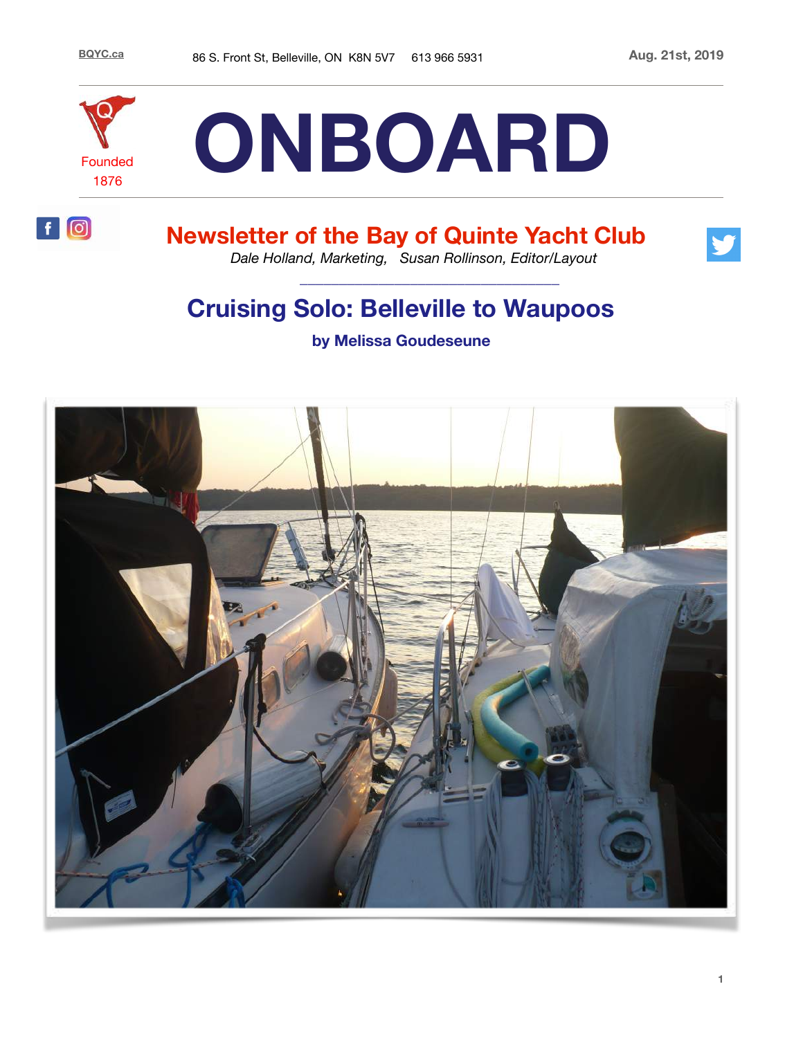BQYC.ca    86 S. Front St, Belleville, ON  K8N 5V7    613 966 5931    Aug. 21st, 2019

Founded 1876

# ONBOARD

## Newsletter of the Bay of Quinte Yacht Club

*Dale Holland, Marketing,   Susan Rollinson, Editor/Layout*

## Cruising Solo: Belleville to Waupoos

**by Melissa Goudeseune**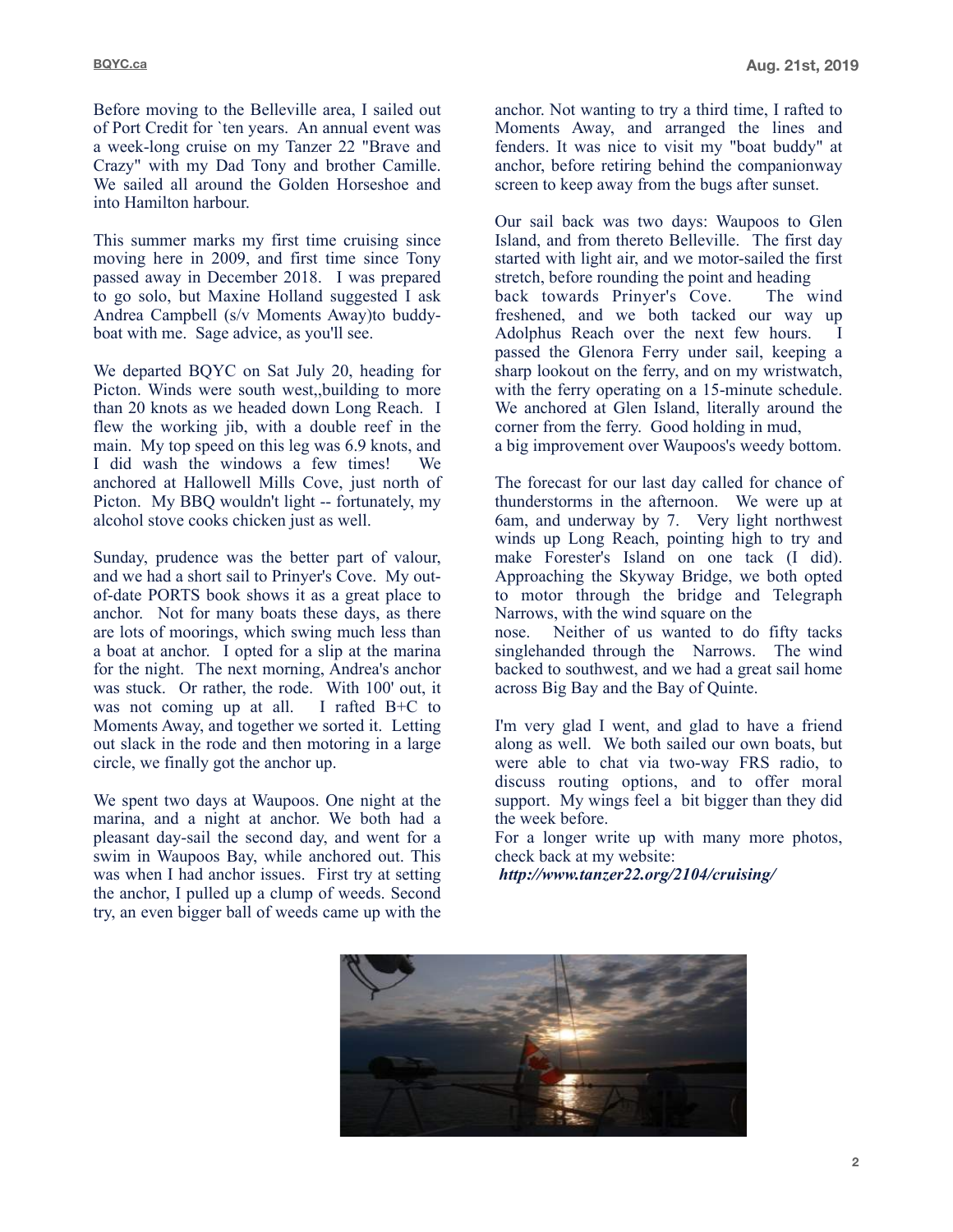Before moving to the Belleville area, I sailed out of Port Credit for `ten years. An annual event was a week-long cruise on my Tanzer 22 "Brave and Crazy" with my Dad Tony and brother Camille. We sailed all around the Golden Horseshoe and into Hamilton harbour.

This summer marks my first time cruising since moving here in 2009, and first time since Tony passed away in December 2018. I was prepared to go solo, but Maxine Holland suggested I ask Andrea Campbell (s/v Moments Away)to buddy-boat with me. Sage advice, as you'll see.

We departed BQYC on Sat July 20, heading for Picton. Winds were south west,,building to more than 20 knots as we headed down Long Reach. I flew the working jib, with a double reef in the main. My top speed on this leg was 6.9 knots, and I did wash the windows a few times! We anchored at Hallowell Mills Cove, just north of Picton. My BBQ wouldn't light -- fortunately, my alcohol stove cooks chicken just as well.

Sunday, prudence was the better part of valour, and we had a short sail to Prinyer's Cove. My out-of-date PORTS book shows it as a great place to anchor. Not for many boats these days, as there are lots of moorings, which swing much less than a boat at anchor. I opted for a slip at the marina for the night. The next morning, Andrea's anchor was stuck. Or rather, the rode. With 100' out, it was not coming up at all. I rafted B+C to Moments Away, and together we sorted it. Letting out slack in the rode and then motoring in a large circle, we finally got the anchor up.

We spent two days at Waupoos. One night at the marina, and a night at anchor. We both had a pleasant day-sail the second day, and went for a swim in Waupoos Bay, while anchored out. This was when I had anchor issues. First try at setting the anchor, I pulled up a clump of weeds. Second try, an even bigger ball of weeds came up with the anchor. Not wanting to try a third time, I rafted to Moments Away, and arranged the lines and fenders. It was nice to visit my "boat buddy" at anchor, before retiring behind the companionway screen to keep away from the bugs after sunset.

Our sail back was two days: Waupoos to Glen Island, and from thereto Belleville. The first day started with light air, and we motor-sailed the first stretch, before rounding the point and heading back towards Prinyer's Cove. The wind freshened, and we both tacked our way up Adolphus Reach over the next few hours. I passed the Glenora Ferry under sail, keeping a sharp lookout on the ferry, and on my wristwatch, with the ferry operating on a 15-minute schedule. We anchored at Glen Island, literally around the corner from the ferry. Good holding in mud, a big improvement over Waupoos's weedy bottom.

The forecast for our last day called for chance of thunderstorms in the afternoon. We were up at 6am, and underway by 7. Very light northwest winds up Long Reach, pointing high to try and make Forester's Island on one tack (I did). Approaching the Skyway Bridge, we both opted to motor through the bridge and Telegraph Narrows, with the wind square on the nose. Neither of us wanted to do fifty tacks singlehanded through the Narrows. The wind backed to southwest, and we had a great sail home across Big Bay and the Bay of Quinte.

I'm very glad I went, and glad to have a friend along as well. We both sailed our own boats, but were able to chat via two-way FRS radio, to discuss routing options, and to offer moral support. My wings feel a bit bigger than they did the week before.

For a longer write up with many more photos, check back at my website:
***http://www.tanzer22.org/2104/cruising/***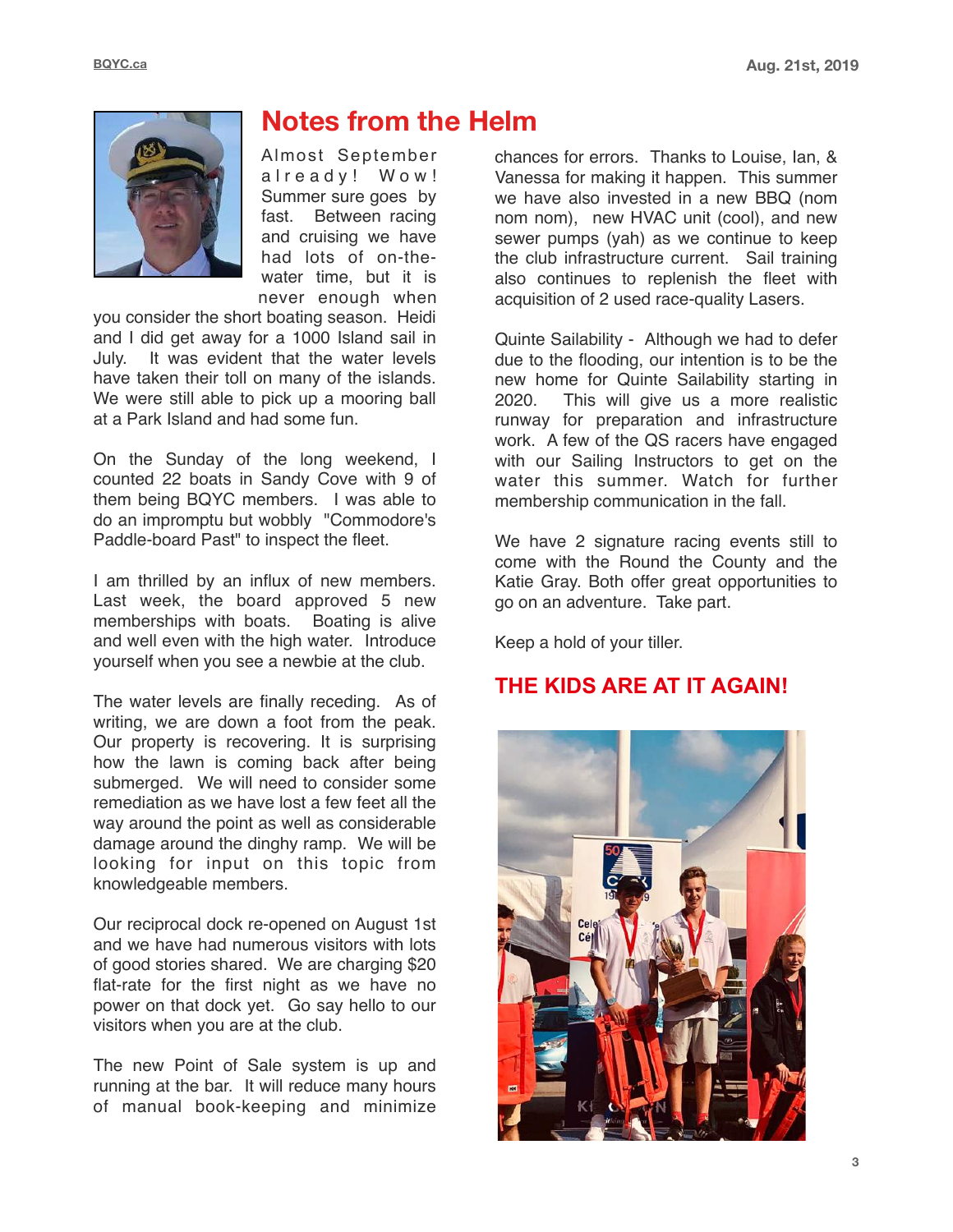## Notes from the Helm

Almost September already! Wow! Summer sure goes by fast. Between racing and cruising we have had lots of on-the-water time, but it is never enough when you consider the short boating season. Heidi and I did get away for a 1000 Island sail in July. It was evident that the water levels have taken their toll on many of the islands. We were still able to pick up a mooring ball at a Park Island and had some fun.

On the Sunday of the long weekend, I counted 22 boats in Sandy Cove with 9 of them being BQYC members. I was able to do an impromptu but wobbly "Commodore's Paddle-board Past" to inspect the fleet.

I am thrilled by an influx of new members. Last week, the board approved 5 new memberships with boats. Boating is alive and well even with the high water. Introduce yourself when you see a newbie at the club.

The water levels are finally receding. As of writing, we are down a foot from the peak. Our property is recovering. It is surprising how the lawn is coming back after being submerged. We will need to consider some remediation as we have lost a few feet all the way around the point as well as considerable damage around the dinghy ramp. We will be looking for input on this topic from knowledgeable members.

Our reciprocal dock re-opened on August 1st and we have had numerous visitors with lots of good stories shared. We are charging $20 flat-rate for the first night as we have no power on that dock yet. Go say hello to our visitors when you are at the club.

The new Point of Sale system is up and running at the bar. It will reduce many hours of manual book-keeping and minimize chances for errors. Thanks to Louise, Ian, & Vanessa for making it happen. This summer we have also invested in a new BBQ (nom nom nom), new HVAC unit (cool), and new sewer pumps (yah) as we continue to keep the club infrastructure current. Sail training also continues to replenish the fleet with acquisition of 2 used race-quality Lasers.

Quinte Sailability - Although we had to defer due to the flooding, our intention is to be the new home for Quinte Sailability starting in 2020. This will give us a more realistic runway for preparation and infrastructure work. A few of the QS racers have engaged with our Sailing Instructors to get on the water this summer. Watch for further membership communication in the fall.

We have 2 signature racing events still to come with the Round the County and the Katie Gray. Both offer great opportunities to go on an adventure. Take part.

Keep a hold of your tiller.

### THE KIDS ARE AT IT AGAIN!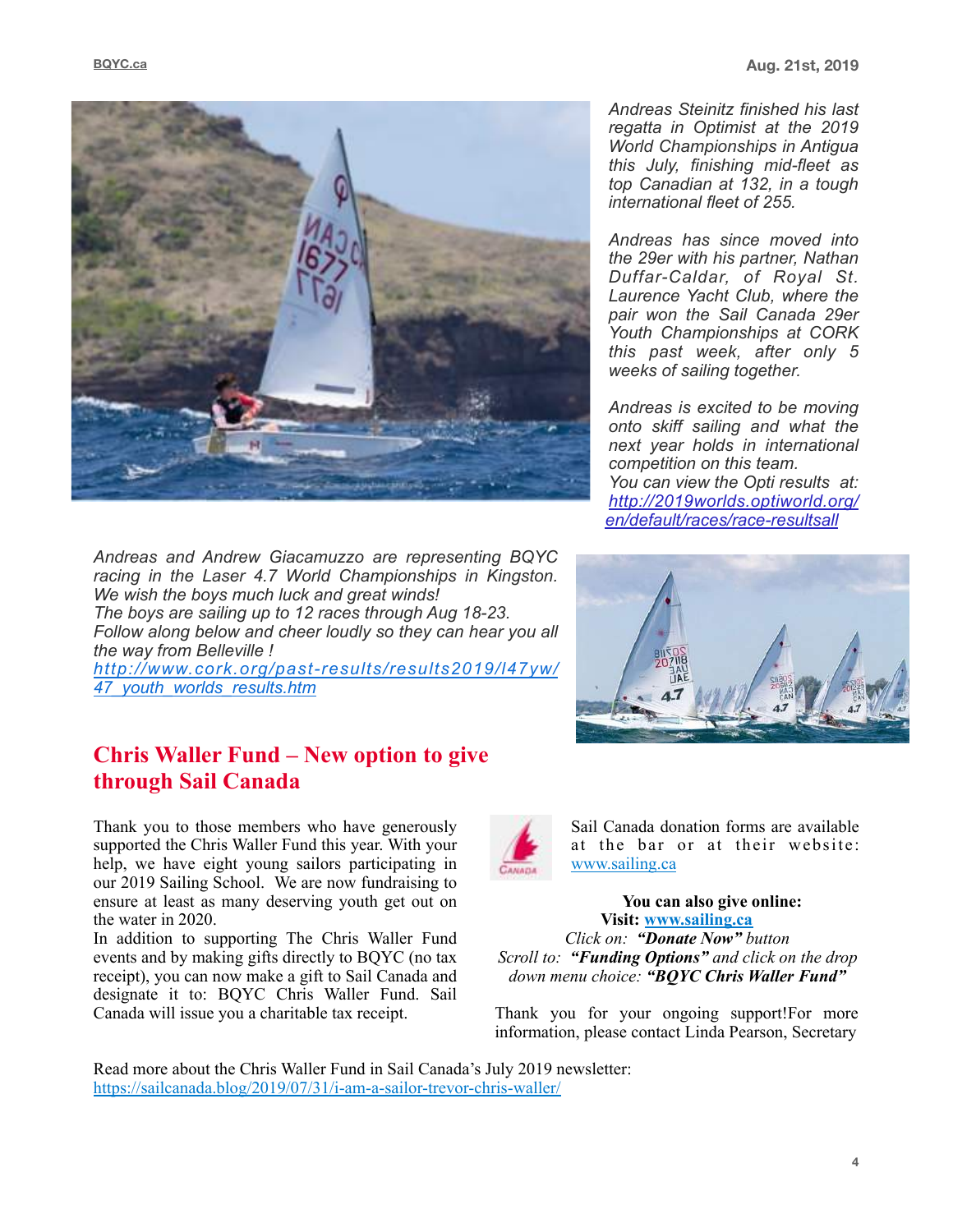*Andreas Steinitz finished his last regatta in Optimist at the 2019 World Championships in Antigua this July, finishing mid-fleet as top Canadian at 132, in a tough international fleet of 255.*

*Andreas has since moved into the 29er with his partner, Nathan Duffar-Caldar, of Royal St. Laurence Yacht Club, where the pair won the Sail Canada 29er Youth Championships at CORK this past week, after only 5 weeks of sailing together.*

*Andreas is excited to be moving onto skiff sailing and what the next year holds in international competition on this team.*
*You can view the Opti results at:* *http://2019worlds.optiworld.org/en/default/races/race-resultsall*

*Andreas and Andrew Giacamuzzo are representing BQYC racing in the Laser 4.7 World Championships in Kingston. We wish the boys much luck and great winds!*
*The boys are sailing up to 12 races through Aug 18-23.*
*Follow along below and cheer loudly so they can hear you all the way from Belleville !*
*http://www.cork.org/past-results/results2019/l47yw/47_youth_worlds_results.htm*

## Chris Waller Fund – New option to give through Sail Canada

Thank you to those members who have generously supported the Chris Waller Fund this year. With your help, we have eight young sailors participating in our 2019 Sailing School. We are now fundraising to ensure at least as many deserving youth get out on the water in 2020.

In addition to supporting The Chris Waller Fund events and by making gifts directly to BQYC (no tax receipt), you can now make a gift to Sail Canada and designate it to: BQYC Chris Waller Fund. Sail Canada will issue you a charitable tax receipt.

Sail Canada donation forms are available at the bar or at their website: www.sailing.ca

**You can also give online:**
**Visit: www.sailing.ca**
*Click on:* ***"Donate Now"*** *button*
*Scroll to:* ***"Funding Options"*** *and click on the drop down menu choice:* ***"BQYC Chris Waller Fund"***

Thank you for your ongoing support!For more information, please contact Linda Pearson, Secretary

Read more about the Chris Waller Fund in Sail Canada's July 2019 newsletter: https://sailcanada.blog/2019/07/31/i-am-a-sailor-trevor-chris-waller/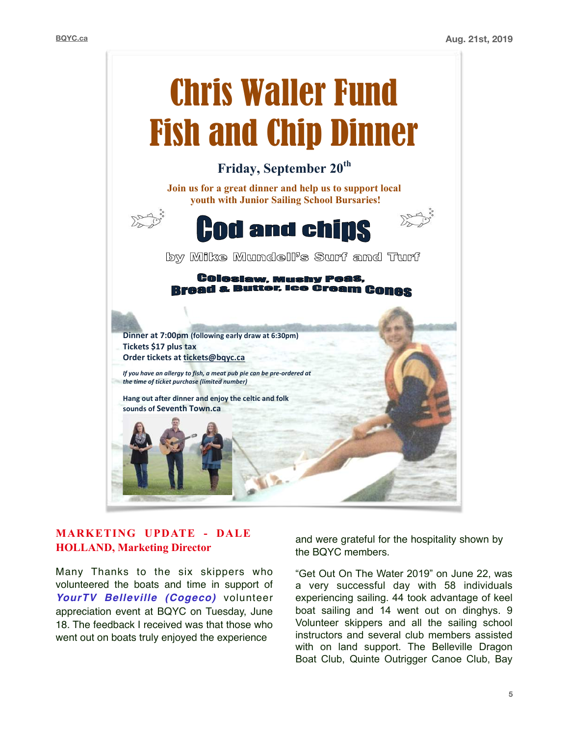# Chris Waller Fund Fish and Chip Dinner

**Friday, September 20th**

**Join us for a great dinner and help us to support local youth with Junior Sailing School Bursaries!**

## Cod and chips

by Mike Mundell's Surf and Turf

**Coleslaw, Mushy Peas, Bread & Butter, Ice Cream Cones**

**Dinner at 7:00pm** (following early draw at 6:30pm)
**Tickets $17 plus tax**
**Order tickets at tickets@bqyc.ca**

*If you have an allergy to fish, a meat pub pie can be pre-ordered at the time of ticket purchase (limited number)*

Hang out after dinner and enjoy the celtic and folk sounds of Seventh Town.ca

## MARKETING UPDATE - DALE HOLLAND, Marketing Director

Many Thanks to the six skippers who volunteered the boats and time in support of ***YourTV Belleville (Cogeco)*** volunteer appreciation event at BQYC on Tuesday, June 18. The feedback I received was that those who went out on boats truly enjoyed the experience and were grateful for the hospitality shown by the BQYC members.

"Get Out On The Water 2019" on June 22, was a very successful day with 58 individuals experiencing sailing. 44 took advantage of keel boat sailing and 14 went out on dinghys. 9 Volunteer skippers and all the sailing school instructors and several club members assisted with on land support. The Belleville Dragon Boat Club, Quinte Outrigger Canoe Club, Bay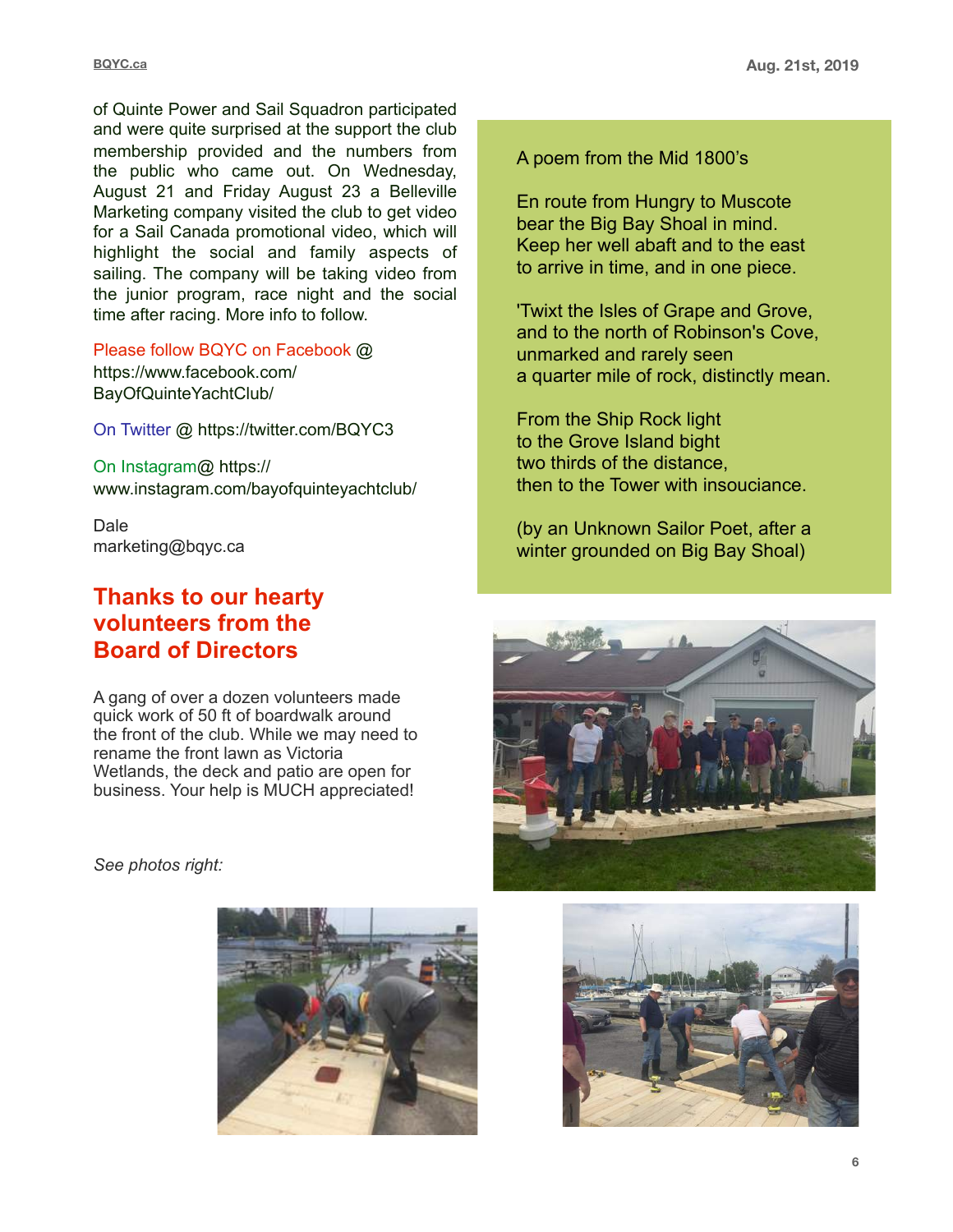of Quinte Power and Sail Squadron participated and were quite surprised at the support the club membership provided and the numbers from the public who came out. On Wednesday, August 21 and Friday August 23 a Belleville Marketing company visited the club to get video for a Sail Canada promotional video, which will highlight the social and family aspects of sailing. The company will be taking video from the junior program, race night and the social time after racing. More info to follow.

Please follow BQYC on Facebook @ https://www.facebook.com/BayOfQuinteYachtClub/

On Twitter @ https://twitter.com/BQYC3

On Instagram@ https://www.instagram.com/bayofquinteyachtclub/

Dale
marketing@bqyc.ca

## Thanks to our hearty volunteers from the Board of Directors

A gang of over a dozen volunteers made quick work of 50 ft of boardwalk around the front of the club. While we may need to rename the front lawn as Victoria Wetlands, the deck and patio are open for business. Your help is MUCH appreciated!

*See photos right:*

A poem from the Mid 1800's

En route from Hungry to Muscote
bear the Big Bay Shoal in mind.
Keep her well abaft and to the east
to arrive in time, and in one piece.

'Twixt the Isles of Grape and Grove,
and to the north of Robinson's Cove,
unmarked and rarely seen
a quarter mile of rock, distinctly mean.

From the Ship Rock light
to the Grove Island bight
two thirds of the distance,
then to the Tower with insouciance.

(by an Unknown Sailor Poet, after a winter grounded on Big Bay Shoal)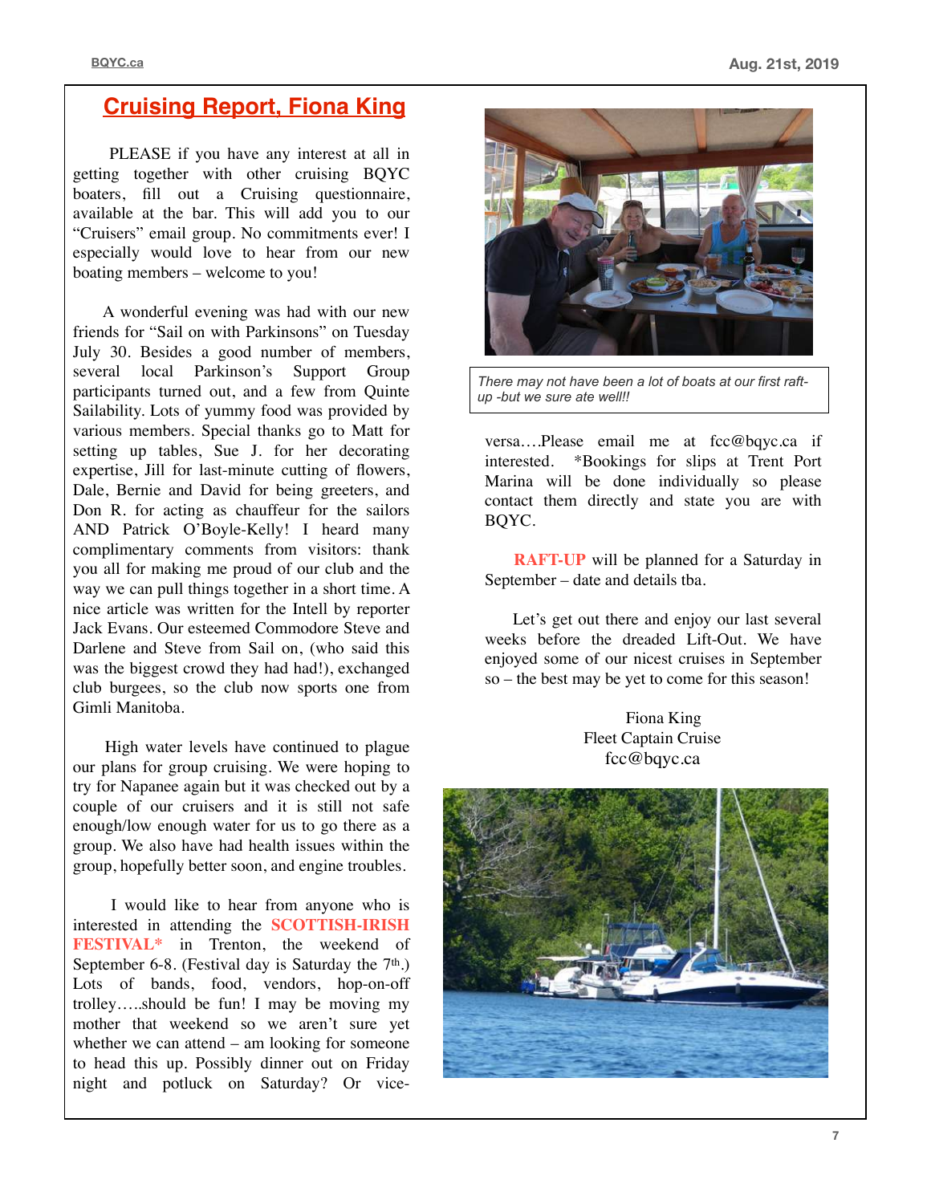# Cruising Report, Fiona King

PLEASE if you have any interest at all in getting together with other cruising BQYC boaters, fill out a Cruising questionnaire, available at the bar. This will add you to our “Cruisers” email group. No commitments ever! I especially would love to hear from our new boating members – welcome to you!

A wonderful evening was had with our new friends for “Sail on with Parkinsons” on Tuesday July 30. Besides a good number of members, several local Parkinson’s Support Group participants turned out, and a few from Quinte Sailability. Lots of yummy food was provided by various members. Special thanks go to Matt for setting up tables, Sue J. for her decorating expertise, Jill for last-minute cutting of flowers, Dale, Bernie and David for being greeters, and Don R. for acting as chauffeur for the sailors AND Patrick O’Boyle-Kelly! I heard many complimentary comments from visitors: thank you all for making me proud of our club and the way we can pull things together in a short time. A nice article was written for the Intell by reporter Jack Evans. Our esteemed Commodore Steve and Darlene and Steve from Sail on, (who said this was the biggest crowd they had had!), exchanged club burgees, so the club now sports one from Gimli Manitoba.

High water levels have continued to plague our plans for group cruising. We were hoping to try for Napanee again but it was checked out by a couple of our cruisers and it is still not safe enough/low enough water for us to go there as a group. We also have had health issues within the group, hopefully better soon, and engine troubles.

I would like to hear from anyone who is interested in attending the **SCOTTISH-IRISH FESTIVAL*** in Trenton, the weekend of September 6-8. (Festival day is Saturday the 7th.) Lots of bands, food, vendors, hop-on-off trolley…..should be fun! I may be moving my mother that weekend so we aren’t sure yet whether we can attend – am looking for someone to head this up. Possibly dinner out on Friday night and potluck on Saturday? Or vice-versa….Please email me at fcc@bqyc.ca if interested. *Bookings for slips at Trent Port Marina will be done individually so please contact them directly and state you are with BQYC.

*There may not have been a lot of boats at our first raft-up -but we sure ate well!!*

**RAFT-UP** will be planned for a Saturday in September – date and details tba.

Let’s get out there and enjoy our last several weeks before the dreaded Lift-Out. We have enjoyed some of our nicest cruises in September so – the best may be yet to come for this season!

Fiona King
Fleet Captain Cruise
fcc@bqyc.ca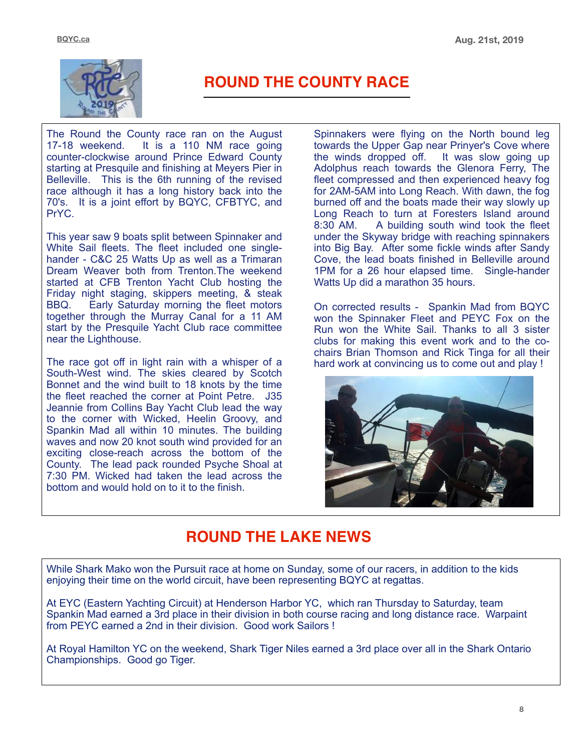# ROUND THE COUNTY RACE

The Round the County race ran on the August 17-18 weekend. It is a 110 NM race going counter-clockwise around Prince Edward County starting at Presquile and finishing at Meyers Pier in Belleville. This is the 6th running of the revised race although it has a long history back into the 70's. It is a joint effort by BQYC, CFBTYC, and PrYC.

This year saw 9 boats split between Spinnaker and White Sail fleets. The fleet included one single-hander - C&C 25 Watts Up as well as a Trimaran Dream Weaver both from Trenton.The weekend started at CFB Trenton Yacht Club hosting the Friday night staging, skippers meeting, & steak BBQ. Early Saturday morning the fleet motors together through the Murray Canal for a 11 AM start by the Presquile Yacht Club race committee near the Lighthouse.

The race got off in light rain with a whisper of a South-West wind. The skies cleared by Scotch Bonnet and the wind built to 18 knots by the time the fleet reached the corner at Point Petre. J35 Jeannie from Collins Bay Yacht Club lead the way to the corner with Wicked, Heelin Groovy, and Spankin Mad all within 10 minutes. The building waves and now 20 knot south wind provided for an exciting close-reach across the bottom of the County. The lead pack rounded Psyche Shoal at 7:30 PM. Wicked had taken the lead across the bottom and would hold on to it to the finish.

Spinnakers were flying on the North bound leg towards the Upper Gap near Prinyer's Cove where the winds dropped off. It was slow going up Adolphus reach towards the Glenora Ferry, The fleet compressed and then experienced heavy fog for 2AM-5AM into Long Reach. With dawn, the fog burned off and the boats made their way slowly up Long Reach to turn at Foresters Island around 8:30 AM. A building south wind took the fleet under the Skyway bridge with reaching spinnakers into Big Bay. After some fickle winds after Sandy Cove, the lead boats finished in Belleville around 1PM for a 26 hour elapsed time. Single-hander Watts Up did a marathon 35 hours.

On corrected results - Spankin Mad from BQYC won the Spinnaker Fleet and PEYC Fox on the Run won the White Sail. Thanks to all 3 sister clubs for making this event work and to the co-chairs Brian Thomson and Rick Tinga for all their hard work at convincing us to come out and play !

# ROUND THE LAKE NEWS

While Shark Mako won the Pursuit race at home on Sunday, some of our racers, in addition to the kids enjoying their time on the world circuit, have been representing BQYC at regattas.

At EYC (Eastern Yachting Circuit) at Henderson Harbor YC, which ran Thursday to Saturday, team Spankin Mad earned a 3rd place in their division in both course racing and long distance race. Warpaint from PEYC earned a 2nd in their division. Good work Sailors !

At Royal Hamilton YC on the weekend, Shark Tiger Niles earned a 3rd place over all in the Shark Ontario Championships. Good go Tiger.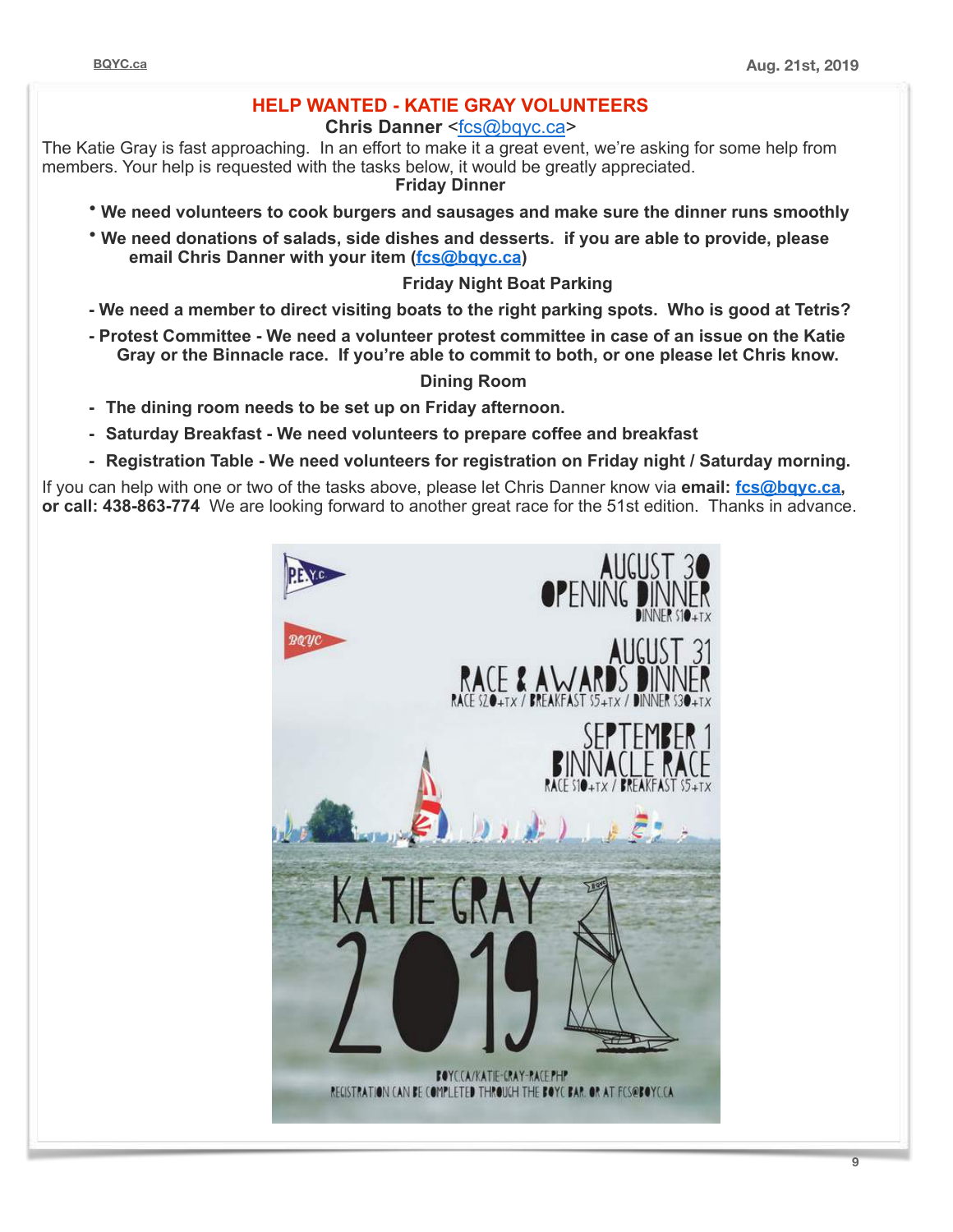## HELP WANTED - KATIE GRAY VOLUNTEERS

**Chris Danner** <fcs@bqyc.ca>

The Katie Gray is fast approaching. In an effort to make it a great event, we're asking for some help from members. Your help is requested with the tasks below, it would be greatly appreciated.

**Friday Dinner**

- **We need volunteers to cook burgers and sausages and make sure the dinner runs smoothly**
- **We need donations of salads, side dishes and desserts. if you are able to provide, please email Chris Danner with your item (fcs@bqyc.ca)**

**Friday Night Boat Parking**

- **We need a member to direct visiting boats to the right parking spots. Who is good at Tetris?**
- **Protest Committee - We need a volunteer protest committee in case of an issue on the Katie Gray or the Binnacle race. If you're able to commit to both, or one please let Chris know.**

**Dining Room**

- **The dining room needs to be set up on Friday afternoon.**
- **Saturday Breakfast - We need volunteers to prepare coffee and breakfast**
- **Registration Table - We need volunteers for registration on Friday night / Saturday morning.**

If you can help with one or two of the tasks above, please let Chris Danner know via **email: fcs@bqyc.ca, or call: 438-863-774** We are looking forward to another great race for the 51st edition. Thanks in advance.

AUGUST 30
OPENING DINNER
DINNER $10+TX

AUGUST 31
RACE & AWARDS DINNER
RACE $20+TX / BREAKFAST $5+TX / DINNER $30+TX

SEPTEMBER 1
BINNACLE RACE
RACE $10+TX / BREAKFAST $5+TX

KATIE GRAY 2019

BQYC.CA/KATIE-GRAY-RACE.PHP
REGISTRATION CAN BE COMPLETED THROUGH THE BQYC BAR, OR AT FCS@BQYC.CA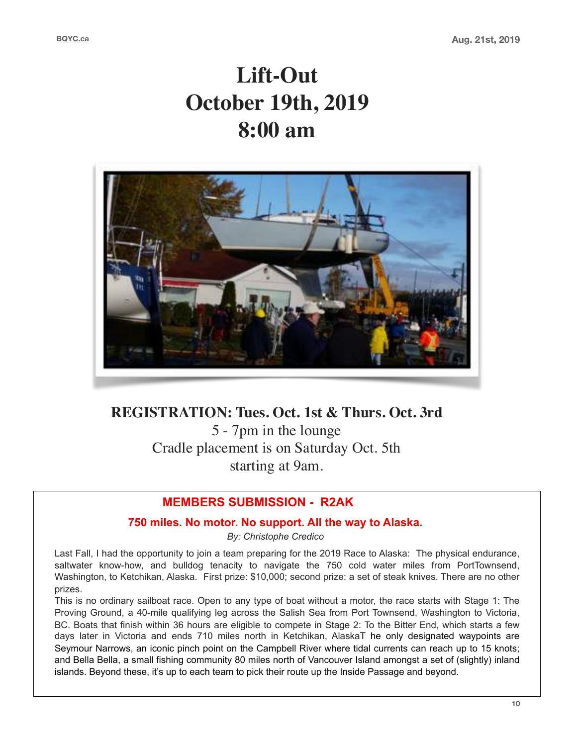# Lift-Out
# October 19th, 2019
# 8:00 am

**REGISTRATION: Tues. Oct. 1st & Thurs. Oct. 3rd**

5 - 7pm in the lounge

Cradle placement is on Saturday Oct. 5th

starting at 9am.

## MEMBERS SUBMISSION - R2AK

### 750 miles. No motor. No support. All the way to Alaska.

*By: Christophe Credico*

Last Fall, I had the opportunity to join a team preparing for the 2019 Race to Alaska: The physical endurance, saltwater know-how, and bulldog tenacity to navigate the 750 cold water miles from PortTownsend, Washington, to Ketchikan, Alaska. First prize: $10,000; second prize: a set of steak knives. There are no other prizes.

This is no ordinary sailboat race. Open to any type of boat without a motor, the race starts with Stage 1: The Proving Ground, a 40-mile qualifying leg across the Salish Sea from Port Townsend, Washington to Victoria, BC. Boats that finish within 36 hours are eligible to compete in Stage 2: To the Bitter End, which starts a few days later in Victoria and ends 710 miles north in Ketchikan, AlaskaT he only designated waypoints are Seymour Narrows, an iconic pinch point on the Campbell River where tidal currents can reach up to 15 knots; and Bella Bella, a small fishing community 80 miles north of Vancouver Island amongst a set of (slightly) inland islands. Beyond these, it's up to each team to pick their route up the Inside Passage and beyond.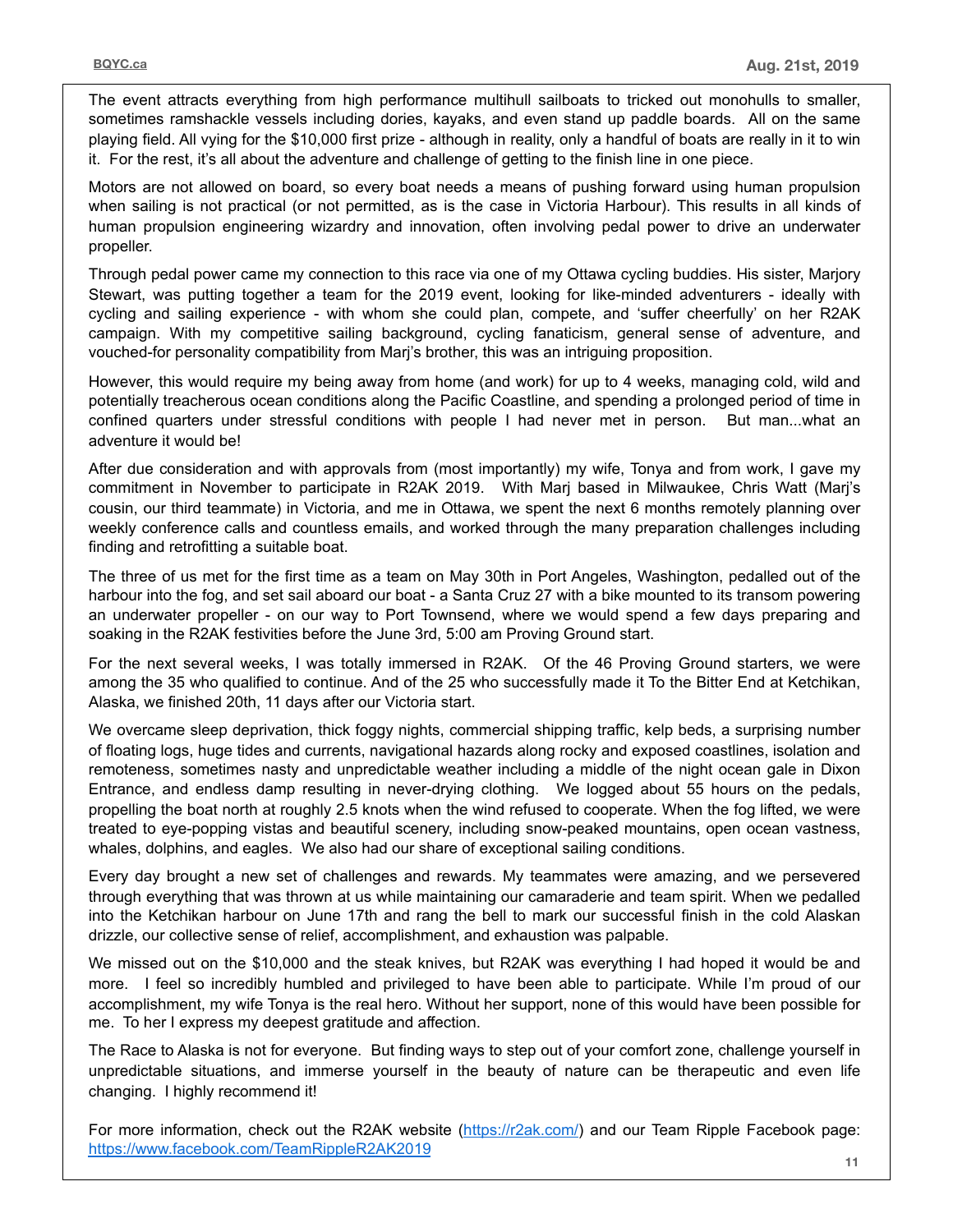The event attracts everything from high performance multihull sailboats to tricked out monohulls to smaller, sometimes ramshackle vessels including dories, kayaks, and even stand up paddle boards. All on the same playing field. All vying for the $10,000 first prize - although in reality, only a handful of boats are really in it to win it. For the rest, it's all about the adventure and challenge of getting to the finish line in one piece.

Motors are not allowed on board, so every boat needs a means of pushing forward using human propulsion when sailing is not practical (or not permitted, as is the case in Victoria Harbour). This results in all kinds of human propulsion engineering wizardry and innovation, often involving pedal power to drive an underwater propeller.

Through pedal power came my connection to this race via one of my Ottawa cycling buddies. His sister, Marjory Stewart, was putting together a team for the 2019 event, looking for like-minded adventurers - ideally with cycling and sailing experience - with whom she could plan, compete, and 'suffer cheerfully' on her R2AK campaign. With my competitive sailing background, cycling fanaticism, general sense of adventure, and vouched-for personality compatibility from Marj's brother, this was an intriguing proposition.

However, this would require my being away from home (and work) for up to 4 weeks, managing cold, wild and potentially treacherous ocean conditions along the Pacific Coastline, and spending a prolonged period of time in confined quarters under stressful conditions with people I had never met in person. But man...what an adventure it would be!

After due consideration and with approvals from (most importantly) my wife, Tonya and from work, I gave my commitment in November to participate in R2AK 2019. With Marj based in Milwaukee, Chris Watt (Marj's cousin, our third teammate) in Victoria, and me in Ottawa, we spent the next 6 months remotely planning over weekly conference calls and countless emails, and worked through the many preparation challenges including finding and retrofitting a suitable boat.

The three of us met for the first time as a team on May 30th in Port Angeles, Washington, pedalled out of the harbour into the fog, and set sail aboard our boat - a Santa Cruz 27 with a bike mounted to its transom powering an underwater propeller - on our way to Port Townsend, where we would spend a few days preparing and soaking in the R2AK festivities before the June 3rd, 5:00 am Proving Ground start.

For the next several weeks, I was totally immersed in R2AK. Of the 46 Proving Ground starters, we were among the 35 who qualified to continue. And of the 25 who successfully made it To the Bitter End at Ketchikan, Alaska, we finished 20th, 11 days after our Victoria start.

We overcame sleep deprivation, thick foggy nights, commercial shipping traffic, kelp beds, a surprising number of floating logs, huge tides and currents, navigational hazards along rocky and exposed coastlines, isolation and remoteness, sometimes nasty and unpredictable weather including a middle of the night ocean gale in Dixon Entrance, and endless damp resulting in never-drying clothing. We logged about 55 hours on the pedals, propelling the boat north at roughly 2.5 knots when the wind refused to cooperate. When the fog lifted, we were treated to eye-popping vistas and beautiful scenery, including snow-peaked mountains, open ocean vastness, whales, dolphins, and eagles. We also had our share of exceptional sailing conditions.

Every day brought a new set of challenges and rewards. My teammates were amazing, and we persevered through everything that was thrown at us while maintaining our camaraderie and team spirit. When we pedalled into the Ketchikan harbour on June 17th and rang the bell to mark our successful finish in the cold Alaskan drizzle, our collective sense of relief, accomplishment, and exhaustion was palpable.

We missed out on the $10,000 and the steak knives, but R2AK was everything I had hoped it would be and more. I feel so incredibly humbled and privileged to have been able to participate. While I'm proud of our accomplishment, my wife Tonya is the real hero. Without her support, none of this would have been possible for me. To her I express my deepest gratitude and affection.

The Race to Alaska is not for everyone. But finding ways to step out of your comfort zone, challenge yourself in unpredictable situations, and immerse yourself in the beauty of nature can be therapeutic and even life changing. I highly recommend it!

For more information, check out the R2AK website (https://r2ak.com/) and our Team Ripple Facebook page: https://www.facebook.com/TeamRippleR2AK2019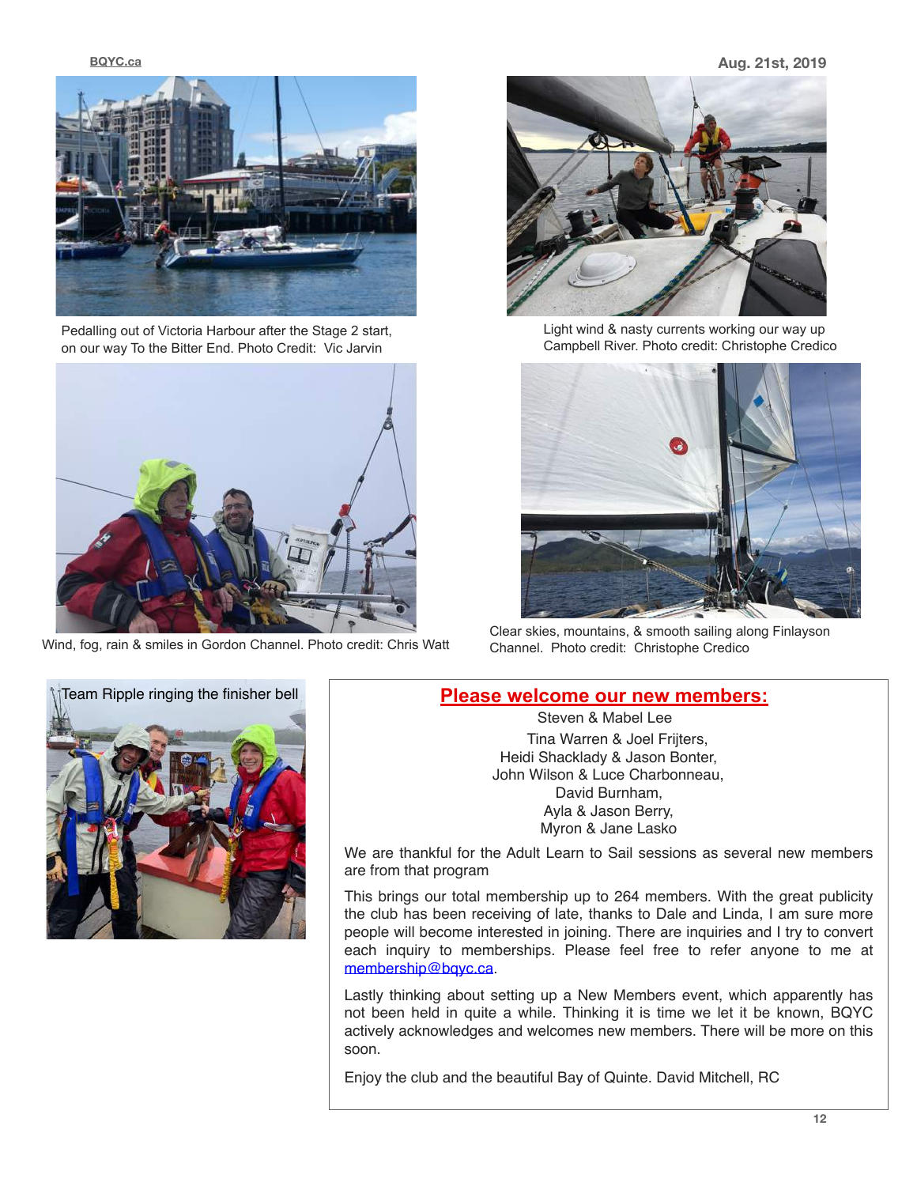Pedalling out of Victoria Harbour after the Stage 2 start, on our way To the Bitter End. Photo Credit: Vic Jarvin

Light wind & nasty currents working our way up Campbell River. Photo credit: Christophe Credico

Wind, fog, rain & smiles in Gordon Channel. Photo credit: Chris Watt

Clear skies, mountains, & smooth sailing along Finlayson Channel. Photo credit: Christophe Credico

Team Ripple ringing the finisher bell

## Please welcome our new members:

Steven & Mabel Lee  
Tina Warren & Joel Frijters,  
Heidi Shacklady & Jason Bonter,  
John Wilson & Luce Charbonneau,  
David Burnham,  
Ayla & Jason Berry,  
Myron & Jane Lasko

We are thankful for the Adult Learn to Sail sessions as several new members are from that program

This brings our total membership up to 264 members. With the great publicity the club has been receiving of late, thanks to Dale and Linda, I am sure more people will become interested in joining. There are inquiries and I try to convert each inquiry to memberships. Please feel free to refer anyone to me at membership@bqyc.ca.

Lastly thinking about setting up a New Members event, which apparently has not been held in quite a while. Thinking it is time we let it be known, BQYC actively acknowledges and welcomes new members. There will be more on this soon.

Enjoy the club and the beautiful Bay of Quinte. David Mitchell, RC